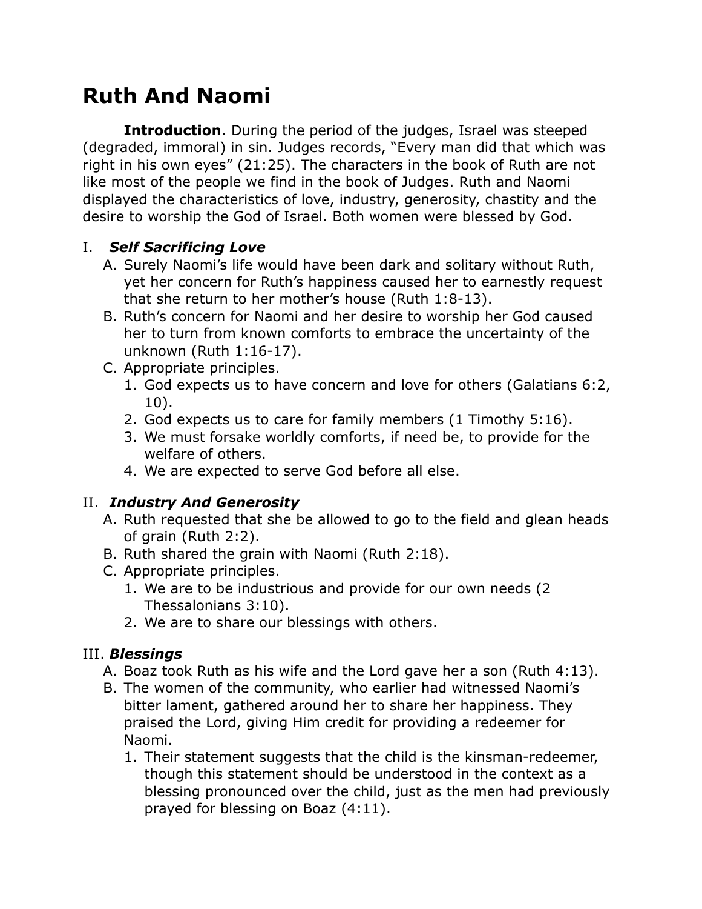# Ruth And Naomi

**Introduction**. During the period of the judges, Israel was steeped (degraded, immoral) in sin. Judges records, "Every man did that which was right in his own eyes" (21:25). The characters in the book of Ruth are not like most of the people we find in the book of Judges. Ruth and Naomi displayed the characteristics of love, industry, generosity, chastity and the desire to worship the God of Israel. Both women were blessed by God.

## I. *Self Sacrificing Love*

A. Surely Naomi's life would have been dark and solitary without Ruth, yet her concern for Ruth's happiness caused her to earnestly request that she return to her mother's house (Ruth 1:8-13).

B. Ruth's concern for Naomi and her desire to worship her God caused her to turn from known comforts to embrace the uncertainty of the unknown (Ruth 1:16-17).

C. Appropriate principles.

1. God expects us to have concern and love for others (Galatians 6:2, 10).
2. God expects us to care for family members (1 Timothy 5:16).
3. We must forsake worldly comforts, if need be, to provide for the welfare of others.
4. We are expected to serve God before all else.

## II. *Industry And Generosity*

A. Ruth requested that she be allowed to go to the field and glean heads of grain (Ruth 2:2).

B. Ruth shared the grain with Naomi (Ruth 2:18).

C. Appropriate principles.

1. We are to be industrious and provide for our own needs (2 Thessalonians 3:10).
2. We are to share our blessings with others.

## III. *Blessings*

A. Boaz took Ruth as his wife and the Lord gave her a son (Ruth 4:13).

B. The women of the community, who earlier had witnessed Naomi's bitter lament, gathered around her to share her happiness. They praised the Lord, giving Him credit for providing a redeemer for Naomi.

1. Their statement suggests that the child is the kinsman-redeemer, though this statement should be understood in the context as a blessing pronounced over the child, just as the men had previously prayed for blessing on Boaz (4:11).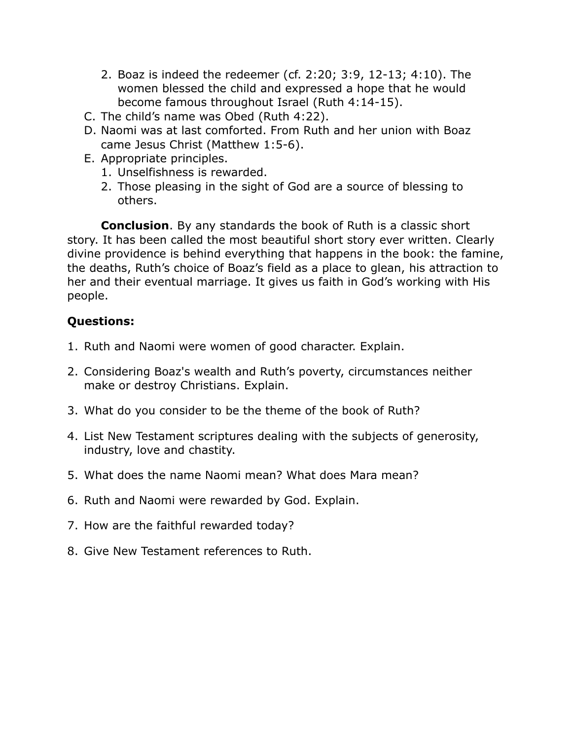2. Boaz is indeed the redeemer (cf. 2:20; 3:9, 12-13; 4:10). The women blessed the child and expressed a hope that he would become famous throughout Israel (Ruth 4:14-15).

C. The child's name was Obed (Ruth 4:22).
D. Naomi was at last comforted. From Ruth and her union with Boaz came Jesus Christ (Matthew 1:5-6).
E. Appropriate principles.
   1. Unselfishness is rewarded.
   2. Those pleasing in the sight of God are a source of blessing to others.

**Conclusion**. By any standards the book of Ruth is a classic short story. It has been called the most beautiful short story ever written. Clearly divine providence is behind everything that happens in the book: the famine, the deaths, Ruth's choice of Boaz's field as a place to glean, his attraction to her and their eventual marriage. It gives us faith in God's working with His people.

**Questions:**

1. Ruth and Naomi were women of good character. Explain.
2. Considering Boaz's wealth and Ruth's poverty, circumstances neither make or destroy Christians. Explain.
3. What do you consider to be the theme of the book of Ruth?
4. List New Testament scriptures dealing with the subjects of generosity, industry, love and chastity.
5. What does the name Naomi mean? What does Mara mean?
6. Ruth and Naomi were rewarded by God. Explain.
7. How are the faithful rewarded today?
8. Give New Testament references to Ruth.